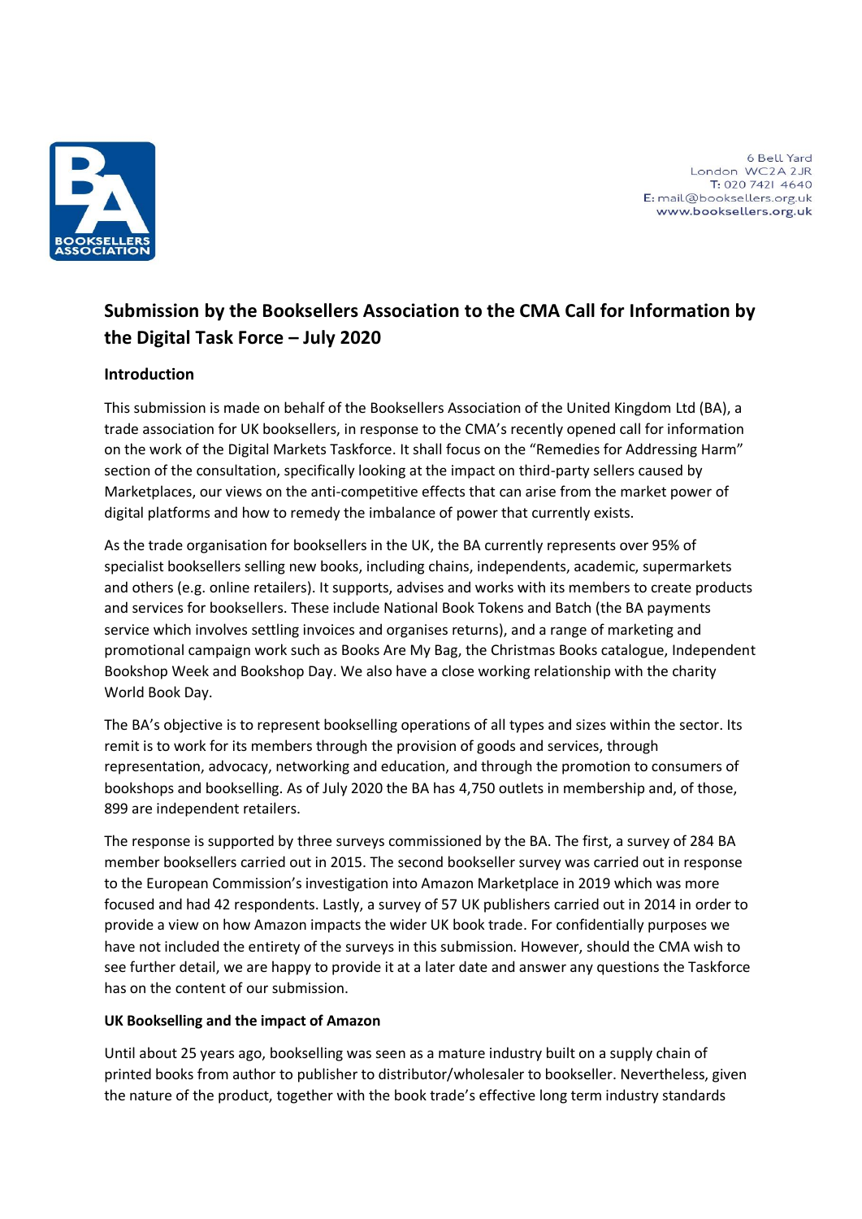6 Bell Yard
London WC2A 2JR
T: 020 7421 4640
E: mail@booksellers.org.uk
www.booksellers.org.uk

# Submission by the Booksellers Association to the CMA Call for Information by the Digital Task Force – July 2020

## Introduction

This submission is made on behalf of the Booksellers Association of the United Kingdom Ltd (BA), a trade association for UK booksellers, in response to the CMA's recently opened call for information on the work of the Digital Markets Taskforce. It shall focus on the "Remedies for Addressing Harm" section of the consultation, specifically looking at the impact on third-party sellers caused by Marketplaces, our views on the anti-competitive effects that can arise from the market power of digital platforms and how to remedy the imbalance of power that currently exists.

As the trade organisation for booksellers in the UK, the BA currently represents over 95% of specialist booksellers selling new books, including chains, independents, academic, supermarkets and others (e.g. online retailers). It supports, advises and works with its members to create products and services for booksellers. These include National Book Tokens and Batch (the BA payments service which involves settling invoices and organises returns), and a range of marketing and promotional campaign work such as Books Are My Bag, the Christmas Books catalogue, Independent Bookshop Week and Bookshop Day. We also have a close working relationship with the charity World Book Day.

The BA's objective is to represent bookselling operations of all types and sizes within the sector. Its remit is to work for its members through the provision of goods and services, through representation, advocacy, networking and education, and through the promotion to consumers of bookshops and bookselling. As of July 2020 the BA has 4,750 outlets in membership and, of those, 899 are independent retailers.

The response is supported by three surveys commissioned by the BA. The first, a survey of 284 BA member booksellers carried out in 2015. The second bookseller survey was carried out in response to the European Commission's investigation into Amazon Marketplace in 2019 which was more focused and had 42 respondents. Lastly, a survey of 57 UK publishers carried out in 2014 in order to provide a view on how Amazon impacts the wider UK book trade. For confidentially purposes we have not included the entirety of the surveys in this submission. However, should the CMA wish to see further detail, we are happy to provide it at a later date and answer any questions the Taskforce has on the content of our submission.

## UK Bookselling and the impact of Amazon

Until about 25 years ago, bookselling was seen as a mature industry built on a supply chain of printed books from author to publisher to distributor/wholesaler to bookseller. Nevertheless, given the nature of the product, together with the book trade's effective long term industry standards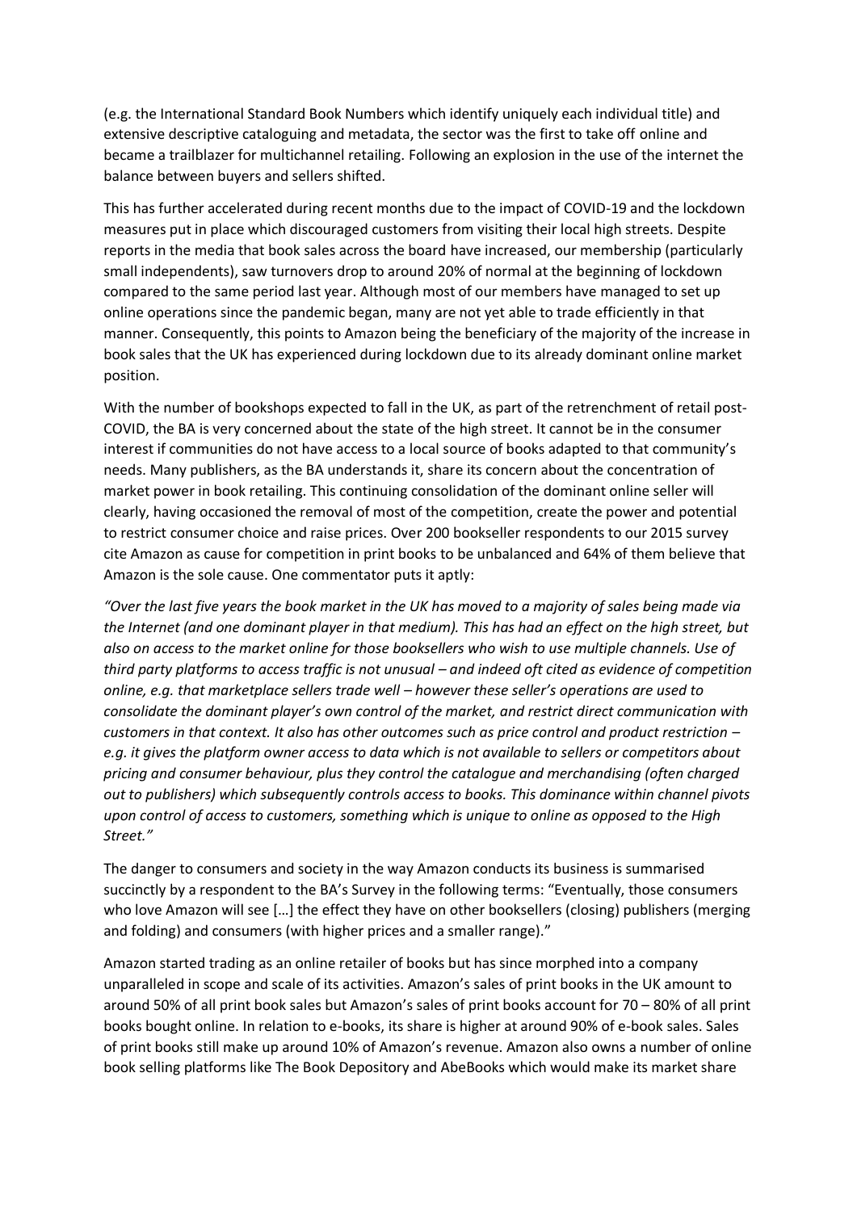(e.g. the International Standard Book Numbers which identify uniquely each individual title) and extensive descriptive cataloguing and metadata, the sector was the first to take off online and became a trailblazer for multichannel retailing. Following an explosion in the use of the internet the balance between buyers and sellers shifted.

This has further accelerated during recent months due to the impact of COVID-19 and the lockdown measures put in place which discouraged customers from visiting their local high streets. Despite reports in the media that book sales across the board have increased, our membership (particularly small independents), saw turnovers drop to around 20% of normal at the beginning of lockdown compared to the same period last year. Although most of our members have managed to set up online operations since the pandemic began, many are not yet able to trade efficiently in that manner. Consequently, this points to Amazon being the beneficiary of the majority of the increase in book sales that the UK has experienced during lockdown due to its already dominant online market position.

With the number of bookshops expected to fall in the UK, as part of the retrenchment of retail post-COVID, the BA is very concerned about the state of the high street. It cannot be in the consumer interest if communities do not have access to a local source of books adapted to that community's needs. Many publishers, as the BA understands it, share its concern about the concentration of market power in book retailing. This continuing consolidation of the dominant online seller will clearly, having occasioned the removal of most of the competition, create the power and potential to restrict consumer choice and raise prices. Over 200 bookseller respondents to our 2015 survey cite Amazon as cause for competition in print books to be unbalanced and 64% of them believe that Amazon is the sole cause. One commentator puts it aptly:

*"Over the last five years the book market in the UK has moved to a majority of sales being made via the Internet (and one dominant player in that medium). This has had an effect on the high street, but also on access to the market online for those booksellers who wish to use multiple channels. Use of third party platforms to access traffic is not unusual – and indeed oft cited as evidence of competition online, e.g. that marketplace sellers trade well – however these seller's operations are used to consolidate the dominant player's own control of the market, and restrict direct communication with customers in that context. It also has other outcomes such as price control and product restriction – e.g. it gives the platform owner access to data which is not available to sellers or competitors about pricing and consumer behaviour, plus they control the catalogue and merchandising (often charged out to publishers) which subsequently controls access to books. This dominance within channel pivots upon control of access to customers, something which is unique to online as opposed to the High Street."*

The danger to consumers and society in the way Amazon conducts its business is summarised succinctly by a respondent to the BA's Survey in the following terms: "Eventually, those consumers who love Amazon will see […] the effect they have on other booksellers (closing) publishers (merging and folding) and consumers (with higher prices and a smaller range)."

Amazon started trading as an online retailer of books but has since morphed into a company unparalleled in scope and scale of its activities. Amazon's sales of print books in the UK amount to around 50% of all print book sales but Amazon's sales of print books account for 70 – 80% of all print books bought online. In relation to e-books, its share is higher at around 90% of e-book sales. Sales of print books still make up around 10% of Amazon's revenue. Amazon also owns a number of online book selling platforms like The Book Depository and AbeBooks which would make its market share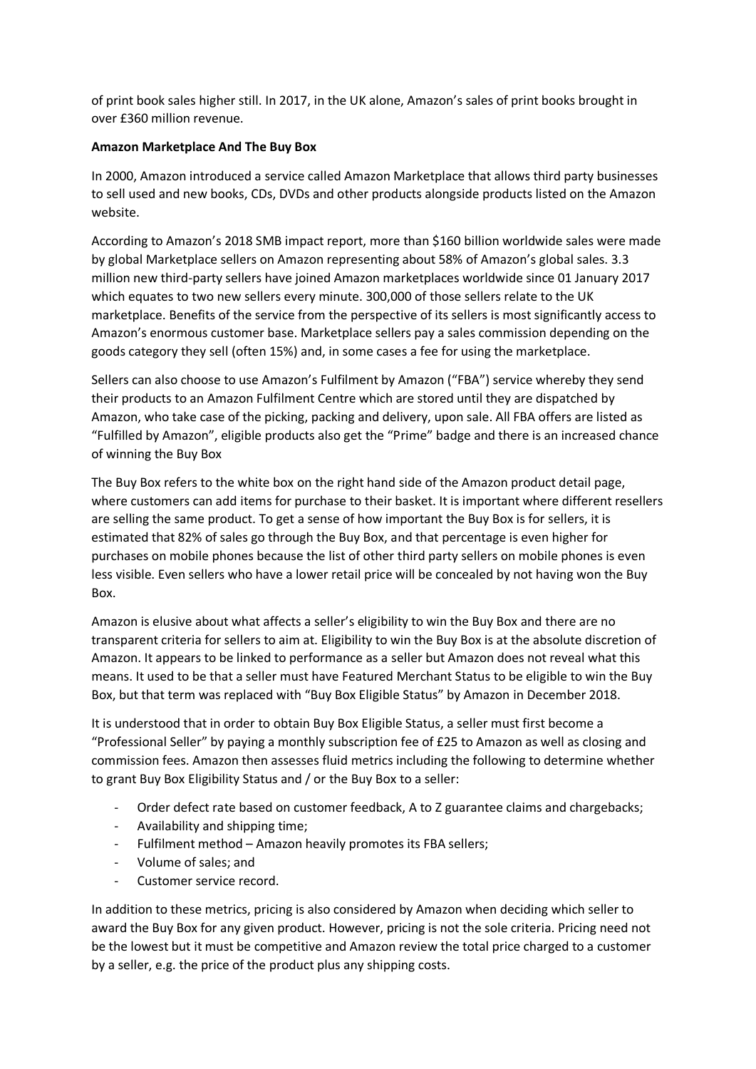of print book sales higher still. In 2017, in the UK alone, Amazon's sales of print books brought in over £360 million revenue.

**Amazon Marketplace And The Buy Box**

In 2000, Amazon introduced a service called Amazon Marketplace that allows third party businesses to sell used and new books, CDs, DVDs and other products alongside products listed on the Amazon website.

According to Amazon's 2018 SMB impact report, more than $160 billion worldwide sales were made by global Marketplace sellers on Amazon representing about 58% of Amazon's global sales. 3.3 million new third-party sellers have joined Amazon marketplaces worldwide since 01 January 2017 which equates to two new sellers every minute. 300,000 of those sellers relate to the UK marketplace. Benefits of the service from the perspective of its sellers is most significantly access to Amazon's enormous customer base. Marketplace sellers pay a sales commission depending on the goods category they sell (often 15%) and, in some cases a fee for using the marketplace.

Sellers can also choose to use Amazon's Fulfilment by Amazon ("FBA") service whereby they send their products to an Amazon Fulfilment Centre which are stored until they are dispatched by Amazon, who take case of the picking, packing and delivery, upon sale. All FBA offers are listed as "Fulfilled by Amazon", eligible products also get the "Prime" badge and there is an increased chance of winning the Buy Box

The Buy Box refers to the white box on the right hand side of the Amazon product detail page, where customers can add items for purchase to their basket. It is important where different resellers are selling the same product. To get a sense of how important the Buy Box is for sellers, it is estimated that 82% of sales go through the Buy Box, and that percentage is even higher for purchases on mobile phones because the list of other third party sellers on mobile phones is even less visible. Even sellers who have a lower retail price will be concealed by not having won the Buy Box.

Amazon is elusive about what affects a seller's eligibility to win the Buy Box and there are no transparent criteria for sellers to aim at. Eligibility to win the Buy Box is at the absolute discretion of Amazon. It appears to be linked to performance as a seller but Amazon does not reveal what this means. It used to be that a seller must have Featured Merchant Status to be eligible to win the Buy Box, but that term was replaced with "Buy Box Eligible Status" by Amazon in December 2018.

It is understood that in order to obtain Buy Box Eligible Status, a seller must first become a "Professional Seller" by paying a monthly subscription fee of £25 to Amazon as well as closing and commission fees. Amazon then assesses fluid metrics including the following to determine whether to grant Buy Box Eligibility Status and / or the Buy Box to a seller:

- Order defect rate based on customer feedback, A to Z guarantee claims and chargebacks;
- Availability and shipping time;
- Fulfilment method – Amazon heavily promotes its FBA sellers;
- Volume of sales; and
- Customer service record.

In addition to these metrics, pricing is also considered by Amazon when deciding which seller to award the Buy Box for any given product. However, pricing is not the sole criteria. Pricing need not be the lowest but it must be competitive and Amazon review the total price charged to a customer by a seller, e.g. the price of the product plus any shipping costs.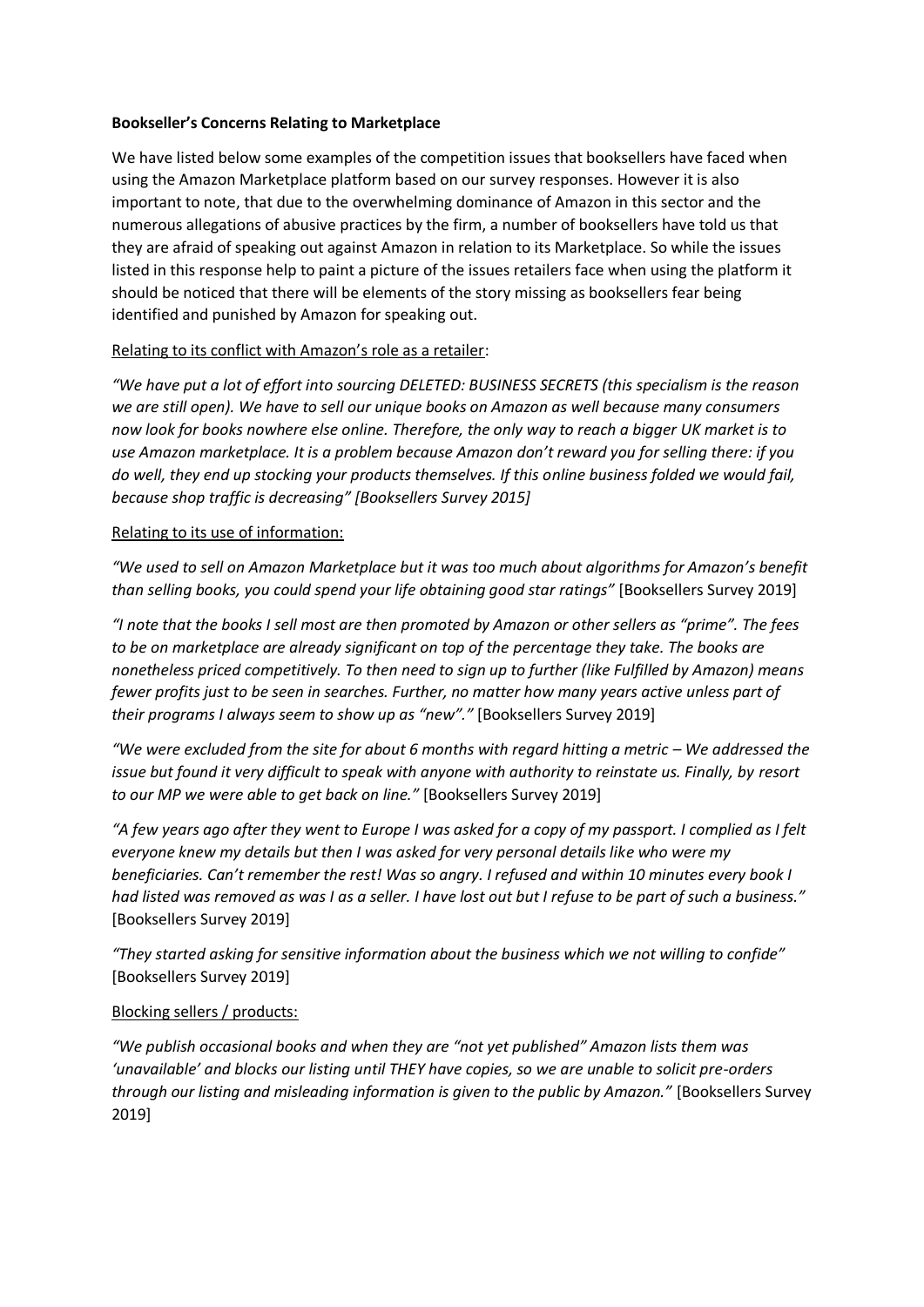**Bookseller's Concerns Relating to Marketplace**

We have listed below some examples of the competition issues that booksellers have faced when using the Amazon Marketplace platform based on our survey responses. However it is also important to note, that due to the overwhelming dominance of Amazon in this sector and the numerous allegations of abusive practices by the firm, a number of booksellers have told us that they are afraid of speaking out against Amazon in relation to its Marketplace. So while the issues listed in this response help to paint a picture of the issues retailers face when using the platform it should be noticed that there will be elements of the story missing as booksellers fear being identified and punished by Amazon for speaking out.

<u>Relating to its conflict with Amazon's role as a retailer</u>:

*"We have put a lot of effort into sourcing DELETED: BUSINESS SECRETS (this specialism is the reason we are still open). We have to sell our unique books on Amazon as well because many consumers now look for books nowhere else online. Therefore, the only way to reach a bigger UK market is to use Amazon marketplace. It is a problem because Amazon don't reward you for selling there: if you do well, they end up stocking your products themselves. If this online business folded we would fail, because shop traffic is decreasing" [Booksellers Survey 2015]*

<u>Relating to its use of information:</u>

*"We used to sell on Amazon Marketplace but it was too much about algorithms for Amazon's benefit than selling books, you could spend your life obtaining good star ratings"* [Booksellers Survey 2019]

*"I note that the books I sell most are then promoted by Amazon or other sellers as "prime". The fees to be on marketplace are already significant on top of the percentage they take. The books are nonetheless priced competitively. To then need to sign up to further (like Fulfilled by Amazon) means fewer profits just to be seen in searches. Further, no matter how many years active unless part of their programs I always seem to show up as "new"."* [Booksellers Survey 2019]

*"We were excluded from the site for about 6 months with regard hitting a metric – We addressed the issue but found it very difficult to speak with anyone with authority to reinstate us. Finally, by resort to our MP we were able to get back on line."* [Booksellers Survey 2019]

*"A few years ago after they went to Europe I was asked for a copy of my passport. I complied as I felt everyone knew my details but then I was asked for very personal details like who were my beneficiaries. Can't remember the rest! Was so angry. I refused and within 10 minutes every book I had listed was removed as was I as a seller. I have lost out but I refuse to be part of such a business."* [Booksellers Survey 2019]

*"They started asking for sensitive information about the business which we not willing to confide"* [Booksellers Survey 2019]

<u>Blocking sellers / products:</u>

*"We publish occasional books and when they are "not yet published" Amazon lists them was 'unavailable' and blocks our listing until THEY have copies, so we are unable to solicit pre-orders through our listing and misleading information is given to the public by Amazon."* [Booksellers Survey 2019]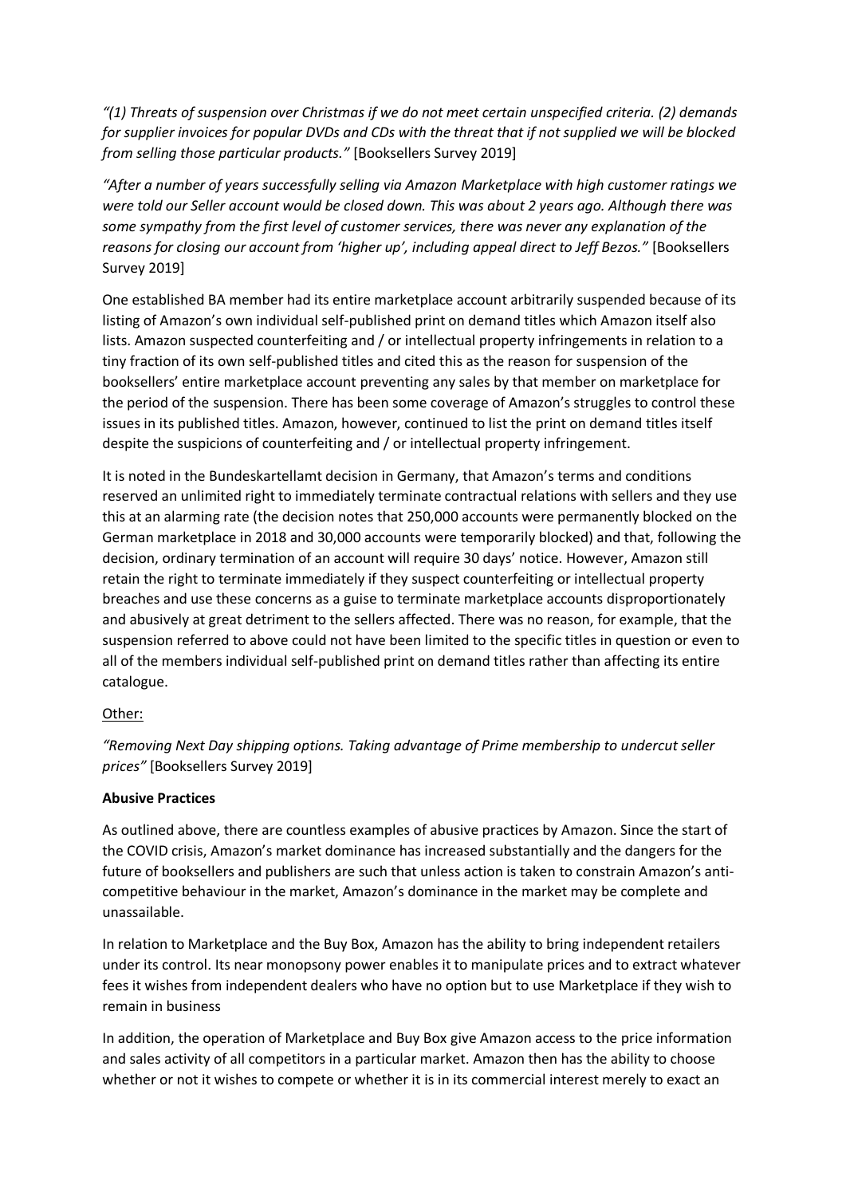*"(1) Threats of suspension over Christmas if we do not meet certain unspecified criteria. (2) demands for supplier invoices for popular DVDs and CDs with the threat that if not supplied we will be blocked from selling those particular products."* [Booksellers Survey 2019]

*"After a number of years successfully selling via Amazon Marketplace with high customer ratings we were told our Seller account would be closed down. This was about 2 years ago. Although there was some sympathy from the first level of customer services, there was never any explanation of the reasons for closing our account from 'higher up', including appeal direct to Jeff Bezos."* [Booksellers Survey 2019]

One established BA member had its entire marketplace account arbitrarily suspended because of its listing of Amazon's own individual self-published print on demand titles which Amazon itself also lists. Amazon suspected counterfeiting and / or intellectual property infringements in relation to a tiny fraction of its own self-published titles and cited this as the reason for suspension of the booksellers' entire marketplace account preventing any sales by that member on marketplace for the period of the suspension. There has been some coverage of Amazon's struggles to control these issues in its published titles. Amazon, however, continued to list the print on demand titles itself despite the suspicions of counterfeiting and / or intellectual property infringement.

It is noted in the Bundeskartellamt decision in Germany, that Amazon's terms and conditions reserved an unlimited right to immediately terminate contractual relations with sellers and they use this at an alarming rate (the decision notes that 250,000 accounts were permanently blocked on the German marketplace in 2018 and 30,000 accounts were temporarily blocked) and that, following the decision, ordinary termination of an account will require 30 days' notice. However, Amazon still retain the right to terminate immediately if they suspect counterfeiting or intellectual property breaches and use these concerns as a guise to terminate marketplace accounts disproportionately and abusively at great detriment to the sellers affected. There was no reason, for example, that the suspension referred to above could not have been limited to the specific titles in question or even to all of the members individual self-published print on demand titles rather than affecting its entire catalogue.

<u>Other:</u>

*"Removing Next Day shipping options. Taking advantage of Prime membership to undercut seller prices"* [Booksellers Survey 2019]

**Abusive Practices**

As outlined above, there are countless examples of abusive practices by Amazon. Since the start of the COVID crisis, Amazon's market dominance has increased substantially and the dangers for the future of booksellers and publishers are such that unless action is taken to constrain Amazon's anti-competitive behaviour in the market, Amazon's dominance in the market may be complete and unassailable.

In relation to Marketplace and the Buy Box, Amazon has the ability to bring independent retailers under its control. Its near monopsony power enables it to manipulate prices and to extract whatever fees it wishes from independent dealers who have no option but to use Marketplace if they wish to remain in business

In addition, the operation of Marketplace and Buy Box give Amazon access to the price information and sales activity of all competitors in a particular market. Amazon then has the ability to choose whether or not it wishes to compete or whether it is in its commercial interest merely to exact an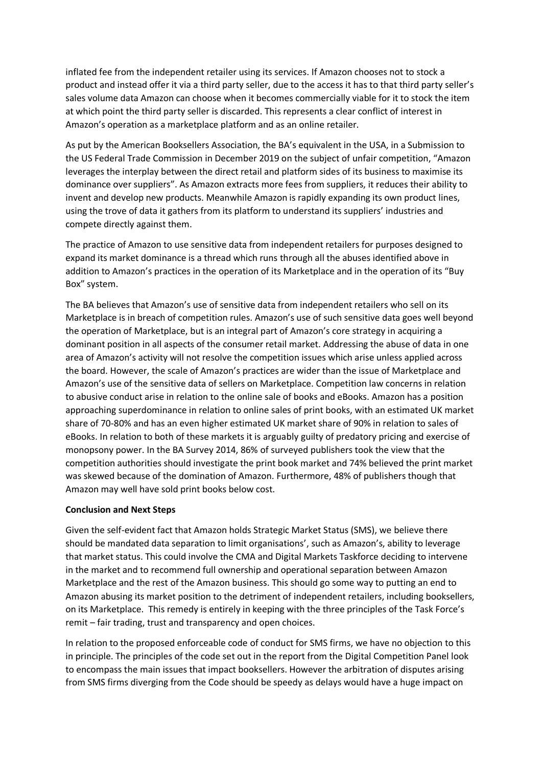inflated fee from the independent retailer using its services. If Amazon chooses not to stock a product and instead offer it via a third party seller, due to the access it has to that third party seller's sales volume data Amazon can choose when it becomes commercially viable for it to stock the item at which point the third party seller is discarded. This represents a clear conflict of interest in Amazon's operation as a marketplace platform and as an online retailer.

As put by the American Booksellers Association, the BA's equivalent in the USA, in a Submission to the US Federal Trade Commission in December 2019 on the subject of unfair competition, "Amazon leverages the interplay between the direct retail and platform sides of its business to maximise its dominance over suppliers". As Amazon extracts more fees from suppliers, it reduces their ability to invent and develop new products. Meanwhile Amazon is rapidly expanding its own product lines, using the trove of data it gathers from its platform to understand its suppliers' industries and compete directly against them.

The practice of Amazon to use sensitive data from independent retailers for purposes designed to expand its market dominance is a thread which runs through all the abuses identified above in addition to Amazon's practices in the operation of its Marketplace and in the operation of its "Buy Box" system.

The BA believes that Amazon's use of sensitive data from independent retailers who sell on its Marketplace is in breach of competition rules. Amazon's use of such sensitive data goes well beyond the operation of Marketplace, but is an integral part of Amazon's core strategy in acquiring a dominant position in all aspects of the consumer retail market. Addressing the abuse of data in one area of Amazon's activity will not resolve the competition issues which arise unless applied across the board. However, the scale of Amazon's practices are wider than the issue of Marketplace and Amazon's use of the sensitive data of sellers on Marketplace. Competition law concerns in relation to abusive conduct arise in relation to the online sale of books and eBooks. Amazon has a position approaching superdominance in relation to online sales of print books, with an estimated UK market share of 70-80% and has an even higher estimated UK market share of 90% in relation to sales of eBooks. In relation to both of these markets it is arguably guilty of predatory pricing and exercise of monopsony power. In the BA Survey 2014, 86% of surveyed publishers took the view that the competition authorities should investigate the print book market and 74% believed the print market was skewed because of the domination of Amazon. Furthermore, 48% of publishers though that Amazon may well have sold print books below cost.

**Conclusion and Next Steps**

Given the self-evident fact that Amazon holds Strategic Market Status (SMS), we believe there should be mandated data separation to limit organisations', such as Amazon's, ability to leverage that market status. This could involve the CMA and Digital Markets Taskforce deciding to intervene in the market and to recommend full ownership and operational separation between Amazon Marketplace and the rest of the Amazon business. This should go some way to putting an end to Amazon abusing its market position to the detriment of independent retailers, including booksellers, on its Marketplace. This remedy is entirely in keeping with the three principles of the Task Force's remit – fair trading, trust and transparency and open choices.

In relation to the proposed enforceable code of conduct for SMS firms, we have no objection to this in principle. The principles of the code set out in the report from the Digital Competition Panel look to encompass the main issues that impact booksellers. However the arbitration of disputes arising from SMS firms diverging from the Code should be speedy as delays would have a huge impact on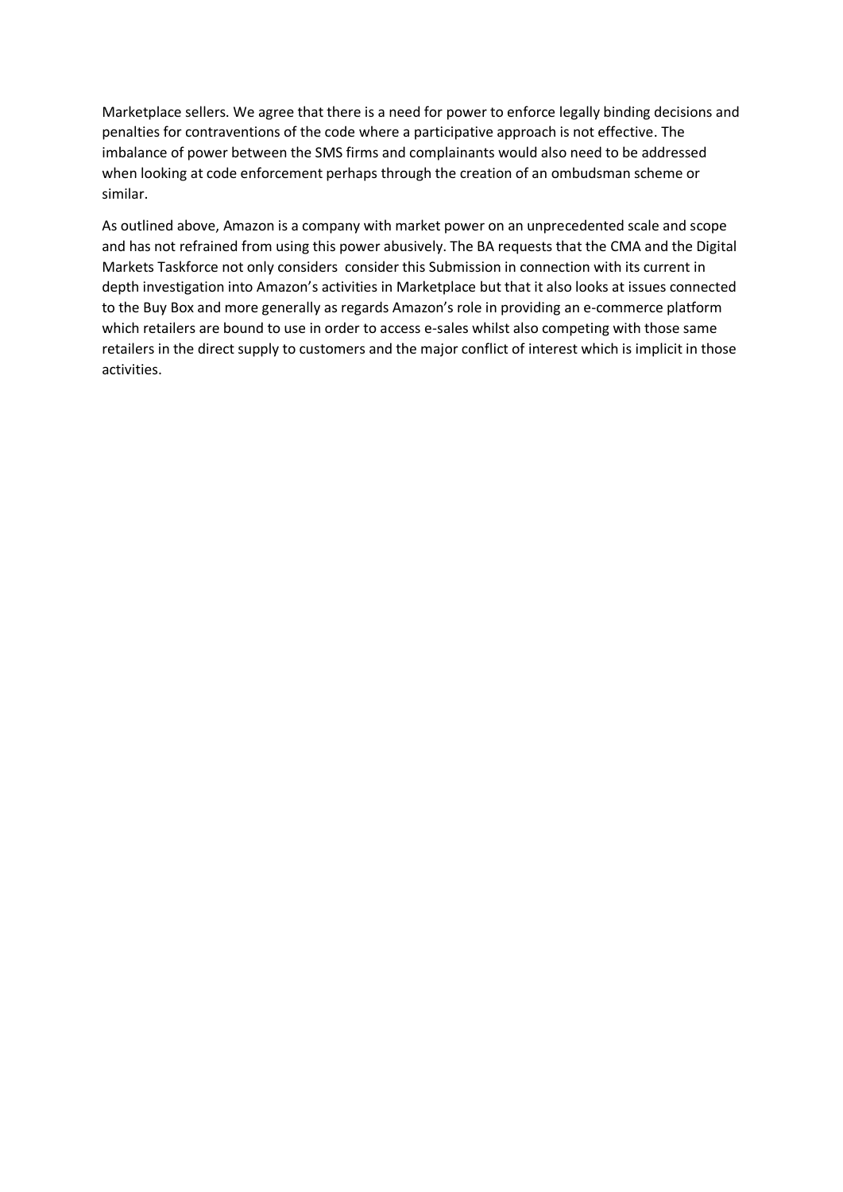Marketplace sellers. We agree that there is a need for power to enforce legally binding decisions and penalties for contraventions of the code where a participative approach is not effective. The imbalance of power between the SMS firms and complainants would also need to be addressed when looking at code enforcement perhaps through the creation of an ombudsman scheme or similar.

As outlined above, Amazon is a company with market power on an unprecedented scale and scope and has not refrained from using this power abusively. The BA requests that the CMA and the Digital Markets Taskforce not only considers  consider this Submission in connection with its current in depth investigation into Amazon's activities in Marketplace but that it also looks at issues connected to the Buy Box and more generally as regards Amazon's role in providing an e-commerce platform which retailers are bound to use in order to access e-sales whilst also competing with those same retailers in the direct supply to customers and the major conflict of interest which is implicit in those activities.